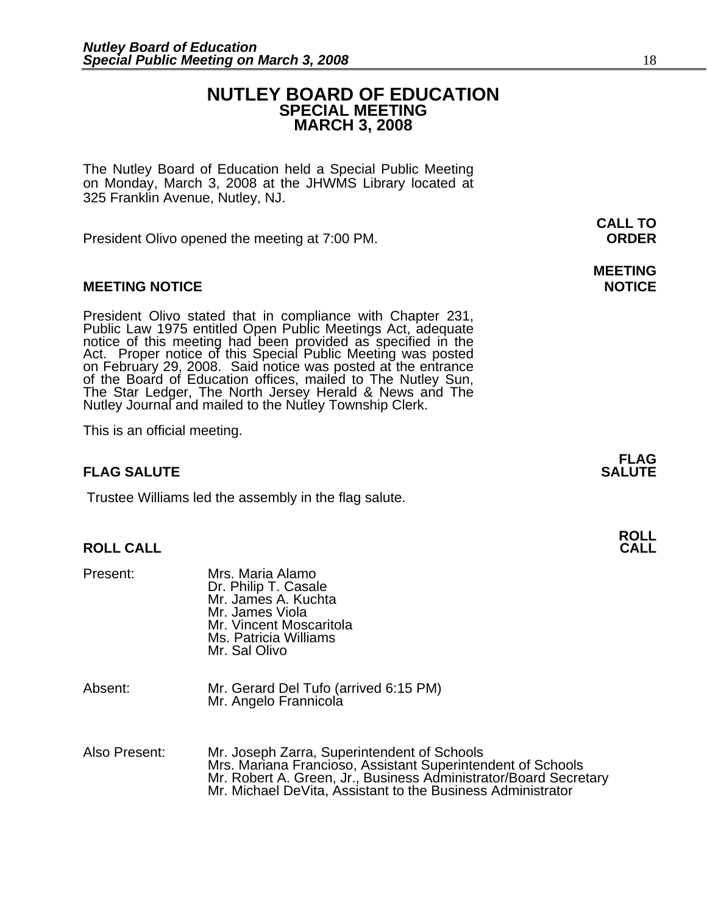# NUTLEY BOARD OF EDUCATION
## SPECIAL MEETING
## MARCH 3, 2008

The Nutley Board of Education held a Special Public Meeting on Monday, March 3, 2008 at the JHWMS Library located at 325 Franklin Avenue, Nutley, NJ.

**CALL TO ORDER**

President Olivo opened the meeting at 7:00 PM.

**MEETING NOTICE**

President Olivo stated that in compliance with Chapter 231, Public Law 1975 entitled Open Public Meetings Act, adequate notice of this meeting had been provided as specified in the Act. Proper notice of this Special Public Meeting was posted on February 29, 2008. Said notice was posted at the entrance of the Board of Education offices, mailed to The Nutley Sun, The Star Ledger, The North Jersey Herald & News and The Nutley Journal and mailed to the Nutley Township Clerk.

This is an official meeting.

**FLAG SALUTE**

Trustee Williams led the assembly in the flag salute.

**ROLL CALL**

Present:
- Mrs. Maria Alamo
- Dr. Philip T. Casale
- Mr. James A. Kuchta
- Mr. James Viola
- Mr. Vincent Moscaritola
- Ms. Patricia Williams
- Mr. Sal Olivo

Absent:
- Mr. Gerard Del Tufo (arrived 6:15 PM)
- Mr. Angelo Frannicola

Also Present:
- Mr. Joseph Zarra, Superintendent of Schools
- Mrs. Mariana Francioso, Assistant Superintendent of Schools
- Mr. Robert A. Green, Jr., Business Administrator/Board Secretary
- Mr. Michael DeVita, Assistant to the Business Administrator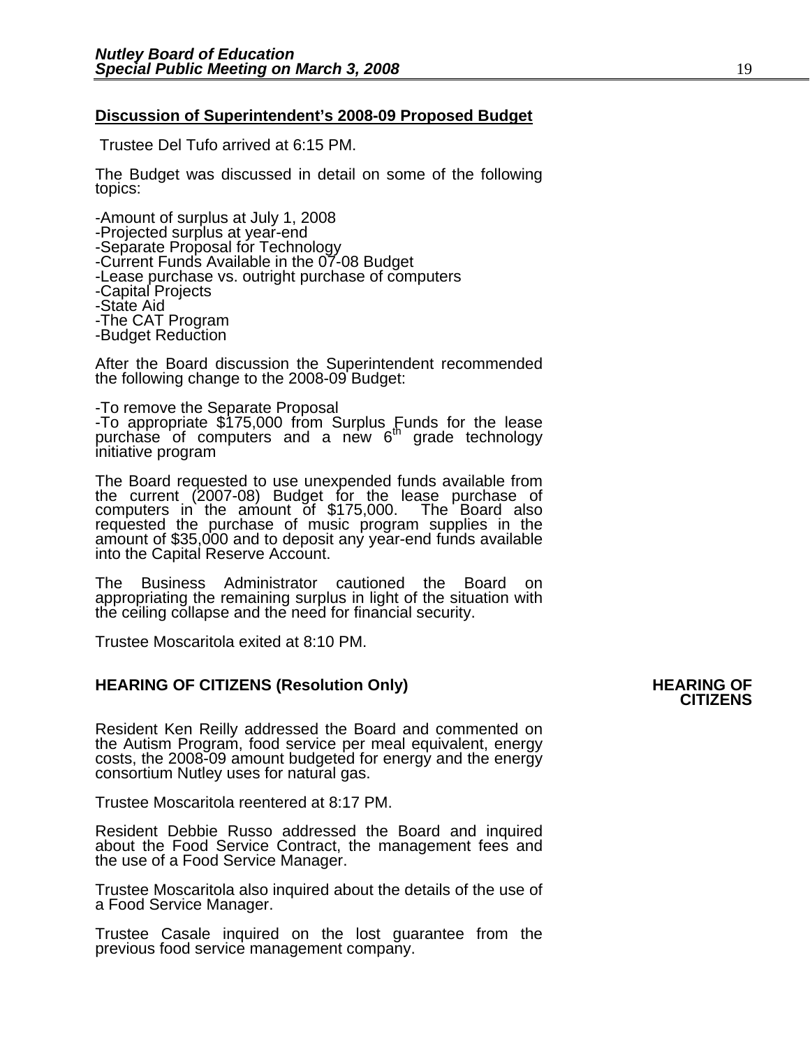## Discussion of Superintendent's 2008-09 Proposed Budget

Trustee Del Tufo arrived at 6:15 PM.

The Budget was discussed in detail on some of the following topics:

-Amount of surplus at July 1, 2008
-Projected surplus at year-end
-Separate Proposal for Technology
-Current Funds Available in the 07-08 Budget
-Lease purchase vs. outright purchase of computers
-Capital Projects
-State Aid
-The CAT Program
-Budget Reduction

After the Board discussion the Superintendent recommended the following change to the 2008-09 Budget:

-To remove the Separate Proposal
-To appropriate $175,000 from Surplus Funds for the lease purchase of computers and a new 6th grade technology initiative program

The Board requested to use unexpended funds available from the current (2007-08) Budget for the lease purchase of computers in the amount of $175,000. The Board also requested the purchase of music program supplies in the amount of $35,000 and to deposit any year-end funds available into the Capital Reserve Account.

The Business Administrator cautioned the Board on appropriating the remaining surplus in light of the situation with the ceiling collapse and the need for financial security.

Trustee Moscaritola exited at 8:10 PM.

## HEARING OF CITIZENS (Resolution Only)

**HEARING OF CITIZENS**

Resident Ken Reilly addressed the Board and commented on the Autism Program, food service per meal equivalent, energy costs, the 2008-09 amount budgeted for energy and the energy consortium Nutley uses for natural gas.

Trustee Moscaritola reentered at 8:17 PM.

Resident Debbie Russo addressed the Board and inquired about the Food Service Contract, the management fees and the use of a Food Service Manager.

Trustee Moscaritola also inquired about the details of the use of a Food Service Manager.

Trustee Casale inquired on the lost guarantee from the previous food service management company.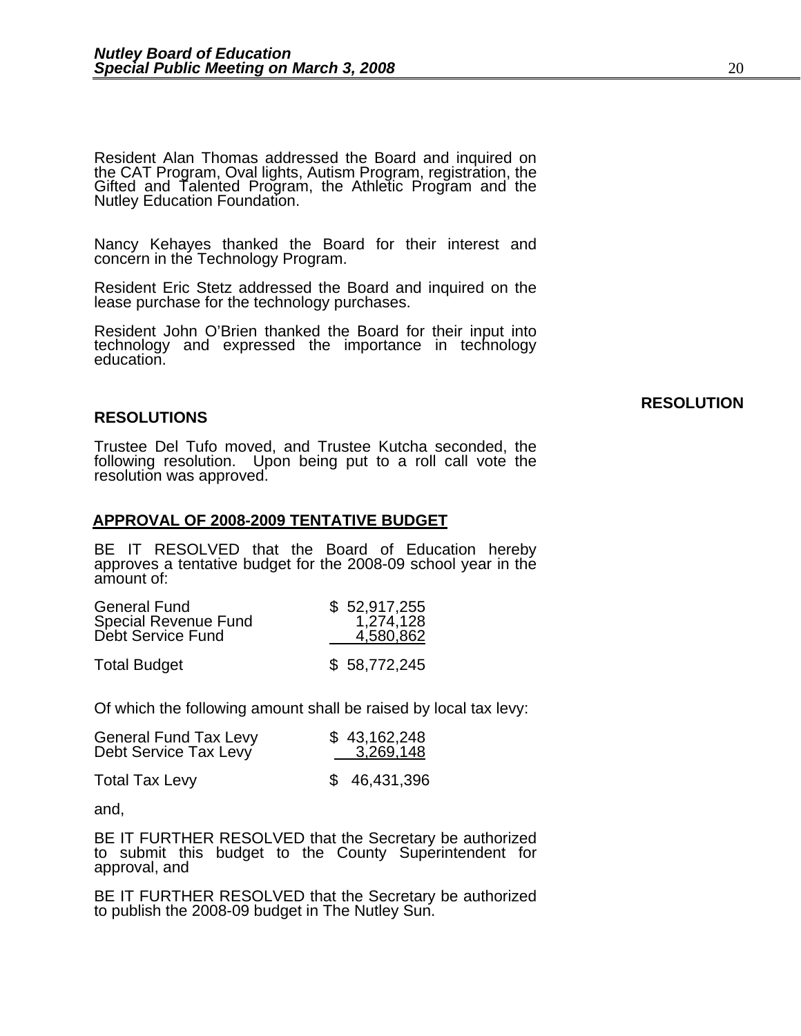Resident Alan Thomas addressed the Board and inquired on the CAT Program, Oval lights, Autism Program, registration, the Gifted and Talented Program, the Athletic Program and the Nutley Education Foundation.

Nancy Kehayes thanked the Board for their interest and concern in the Technology Program.

Resident Eric Stetz addressed the Board and inquired on the lease purchase for the technology purchases.

Resident John O'Brien thanked the Board for their input into technology and expressed the importance in technology education.

**RESOLUTION**

## RESOLUTIONS

Trustee Del Tufo moved, and Trustee Kutcha seconded, the following resolution. Upon being put to a roll call vote the resolution was approved.

### APPROVAL OF 2008-2009 TENTATIVE BUDGET

BE IT RESOLVED that the Board of Education hereby approves a tentative budget for the 2008-09 school year in the amount of:

| | |
|---|---|
| General Fund | $ 52,917,255 |
| Special Revenue Fund | 1,274,128 |
| Debt Service Fund | 4,580,862 |
| Total Budget | $ 58,772,245 |

Of which the following amount shall be raised by local tax levy:

| | |
|---|---|
| General Fund Tax Levy | $ 43,162,248 |
| Debt Service Tax Levy | 3,269,148 |
| Total Tax Levy | $ 46,431,396 |

and,

BE IT FURTHER RESOLVED that the Secretary be authorized to submit this budget to the County Superintendent for approval, and

BE IT FURTHER RESOLVED that the Secretary be authorized to publish the 2008-09 budget in The Nutley Sun.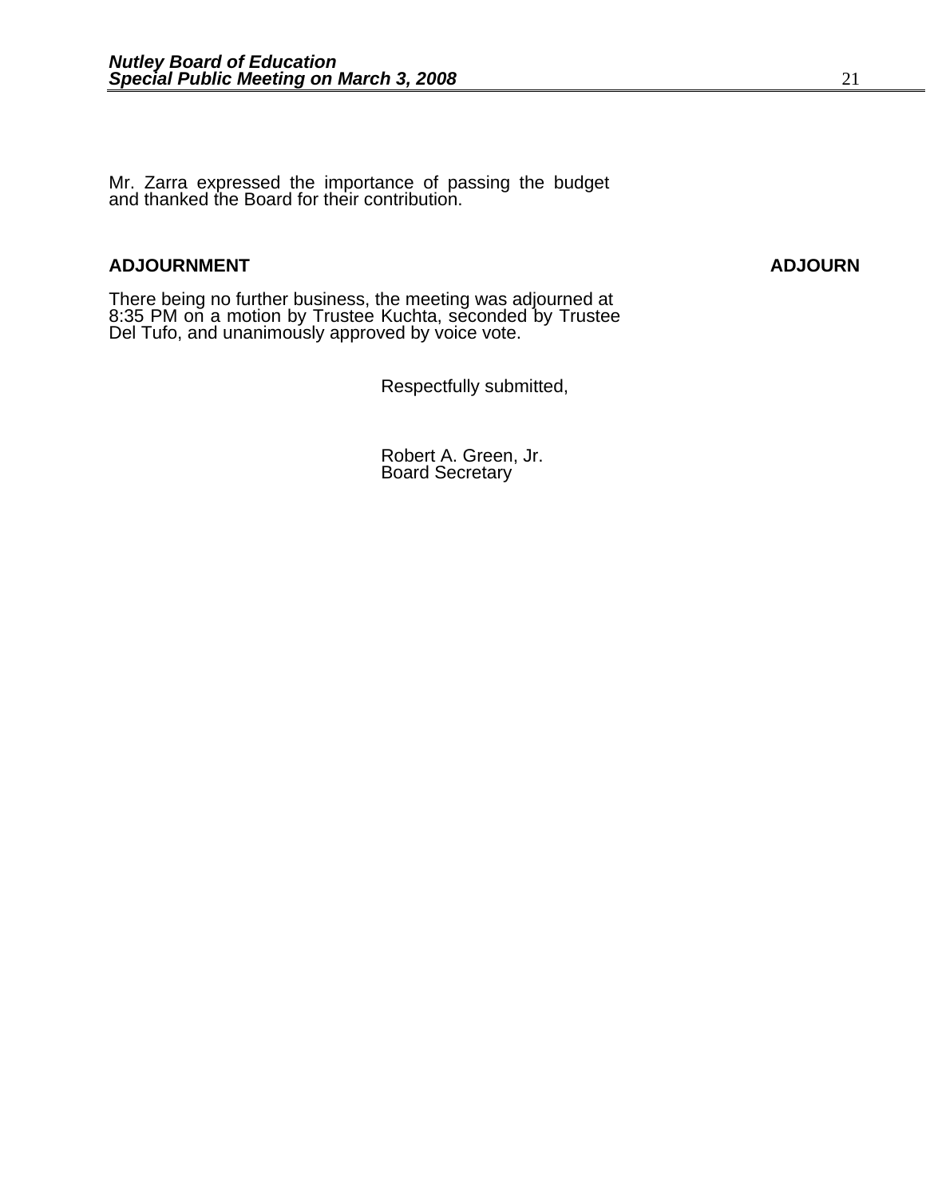Mr. Zarra expressed the importance of passing the budget and thanked the Board for their contribution.

**ADJOURNMENT** **ADJOURN**

There being no further business, the meeting was adjourned at 8:35 PM on a motion by Trustee Kuchta, seconded by Trustee Del Tufo, and unanimously approved by voice vote.

Respectfully submitted,

Robert A. Green, Jr.
Board Secretary